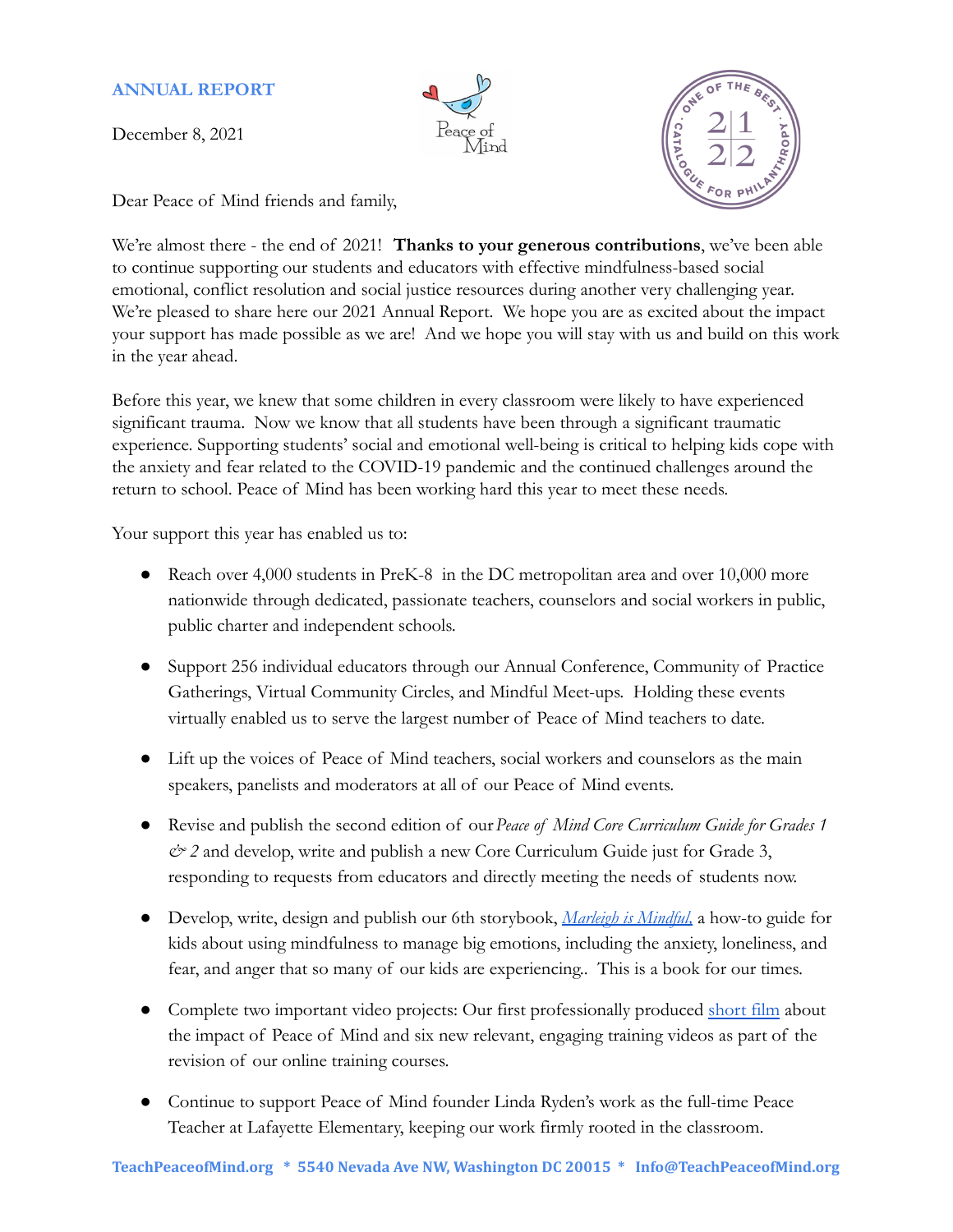## ANNUAL REPORT

December 8, 2021

Dear Peace of Mind friends and family,

We're almost there - the end of 2021! **Thanks to your generous contributions**, we've been able to continue supporting our students and educators with effective mindfulness-based social emotional, conflict resolution and social justice resources during another very challenging year. We're pleased to share here our 2021 Annual Report. We hope you are as excited about the impact your support has made possible as we are! And we hope you will stay with us and build on this work in the year ahead.

Before this year, we knew that some children in every classroom were likely to have experienced significant trauma. Now we know that all students have been through a significant traumatic experience. Supporting students' social and emotional well-being is critical to helping kids cope with the anxiety and fear related to the COVID-19 pandemic and the continued challenges around the return to school. Peace of Mind has been working hard this year to meet these needs.

Your support this year has enabled us to:

- Reach over 4,000 students in PreK-8 in the DC metropolitan area and over 10,000 more nationwide through dedicated, passionate teachers, counselors and social workers in public, public charter and independent schools.
- Support 256 individual educators through our Annual Conference, Community of Practice Gatherings, Virtual Community Circles, and Mindful Meet-ups. Holding these events virtually enabled us to serve the largest number of Peace of Mind teachers to date.
- Lift up the voices of Peace of Mind teachers, social workers and counselors as the main speakers, panelists and moderators at all of our Peace of Mind events.
- Revise and publish the second edition of our *Peace of Mind Core Curriculum Guide for Grades 1 & 2* and develop, write and publish a new Core Curriculum Guide just for Grade 3, responding to requests from educators and directly meeting the needs of students now.
- Develop, write, design and publish our 6th storybook, *Marleigh is Mindful,* a how-to guide for kids about using mindfulness to manage big emotions, including the anxiety, loneliness, and fear, and anger that so many of our kids are experiencing.. This is a book for our times.
- Complete two important video projects: Our first professionally produced short film about the impact of Peace of Mind and six new relevant, engaging training videos as part of the revision of our online training courses.
- Continue to support Peace of Mind founder Linda Ryden's work as the full-time Peace Teacher at Lafayette Elementary, keeping our work firmly rooted in the classroom.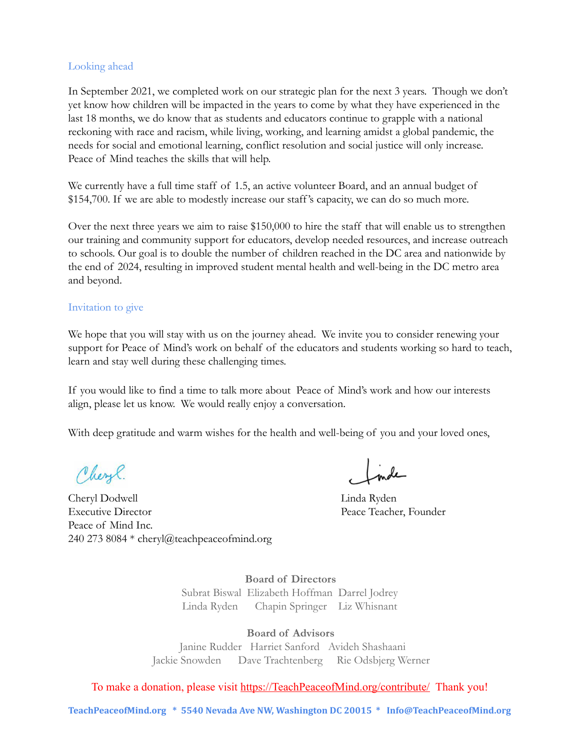## Looking ahead

In September 2021, we completed work on our strategic plan for the next 3 years. Though we don't yet know how children will be impacted in the years to come by what they have experienced in the last 18 months, we do know that as students and educators continue to grapple with a national reckoning with race and racism, while living, working, and learning amidst a global pandemic, the needs for social and emotional learning, conflict resolution and social justice will only increase. Peace of Mind teaches the skills that will help.

We currently have a full time staff of 1.5, an active volunteer Board, and an annual budget of $154,700. If we are able to modestly increase our staff's capacity, we can do so much more.

Over the next three years we aim to raise $150,000 to hire the staff that will enable us to strengthen our training and community support for educators, develop needed resources, and increase outreach to schools. Our goal is to double the number of children reached in the DC area and nationwide by the end of 2024, resulting in improved student mental health and well-being in the DC metro area and beyond.

## Invitation to give

We hope that you will stay with us on the journey ahead. We invite you to consider renewing your support for Peace of Mind's work on behalf of the educators and students working so hard to teach, learn and stay well during these challenging times.

If you would like to find a time to talk more about Peace of Mind's work and how our interests align, please let us know. We would really enjoy a conversation.

With deep gratitude and warm wishes for the health and well-being of you and your loved ones,

Cheryl Dodwell
Executive Director
Peace of Mind Inc.
240 273 8084 * cheryl@teachpeaceofmind.org

Linda Ryden
Peace Teacher, Founder

**Board of Directors**

Subrat Biswal Elizabeth Hoffman Darrel Jodrey
Linda Ryden Chapin Springer Liz Whisnant

**Board of Advisors**

Janine Rudder Harriet Sanford Avideh Shashaani
Jackie Snowden Dave Trachtenberg Rie Odsbjerg Werner

To make a donation, please visit https://TeachPeaceofMind.org/contribute/ Thank you!

**TeachPeaceofMind.org * 5540 Nevada Ave NW, Washington DC 20015 * Info@TeachPeaceofMind.org**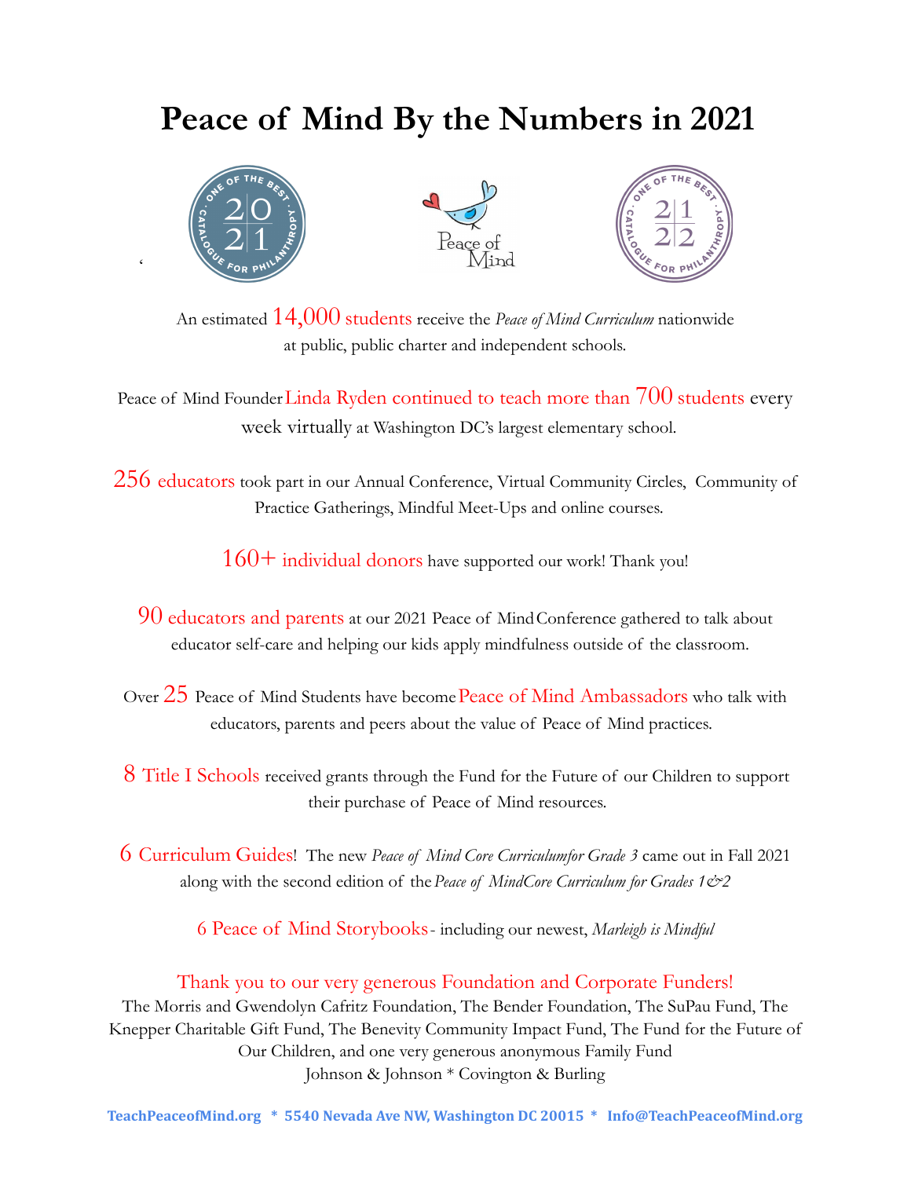# Peace of Mind By the Numbers in 2021

An estimated 14,000 students receive the *Peace of Mind Curriculum* nationwide at public, public charter and independent schools.

Peace of Mind Founder Linda Ryden continued to teach more than 700 students every week virtually at Washington DC's largest elementary school.

256 educators took part in our Annual Conference, Virtual Community Circles, Community of Practice Gatherings, Mindful Meet-Ups and online courses.

160+ individual donors have supported our work! Thank you!

90 educators and parents at our 2021 Peace of Mind Conference gathered to talk about educator self-care and helping our kids apply mindfulness outside of the classroom.

Over 25 Peace of Mind Students have become Peace of Mind Ambassadors who talk with educators, parents and peers about the value of Peace of Mind practices.

8 Title I Schools received grants through the Fund for the Future of our Children to support their purchase of Peace of Mind resources.

6 Curriculum Guides! The new *Peace of Mind Core Curriculum for Grade 3* came out in Fall 2021 along with the second edition of the *Peace of Mind Core Curriculum for Grades 1&2*

6 Peace of Mind Storybooks - including our newest, *Marleigh is Mindful*

Thank you to our very generous Foundation and Corporate Funders!

The Morris and Gwendolyn Cafritz Foundation, The Bender Foundation, The SuPau Fund, The Knepper Charitable Gift Fund, The Benevity Community Impact Fund, The Fund for the Future of Our Children, and one very generous anonymous Family Fund

Johnson & Johnson * Covington & Burling

TeachPeaceofMind.org * 5540 Nevada Ave NW, Washington DC 20015 * Info@TeachPeaceofMind.org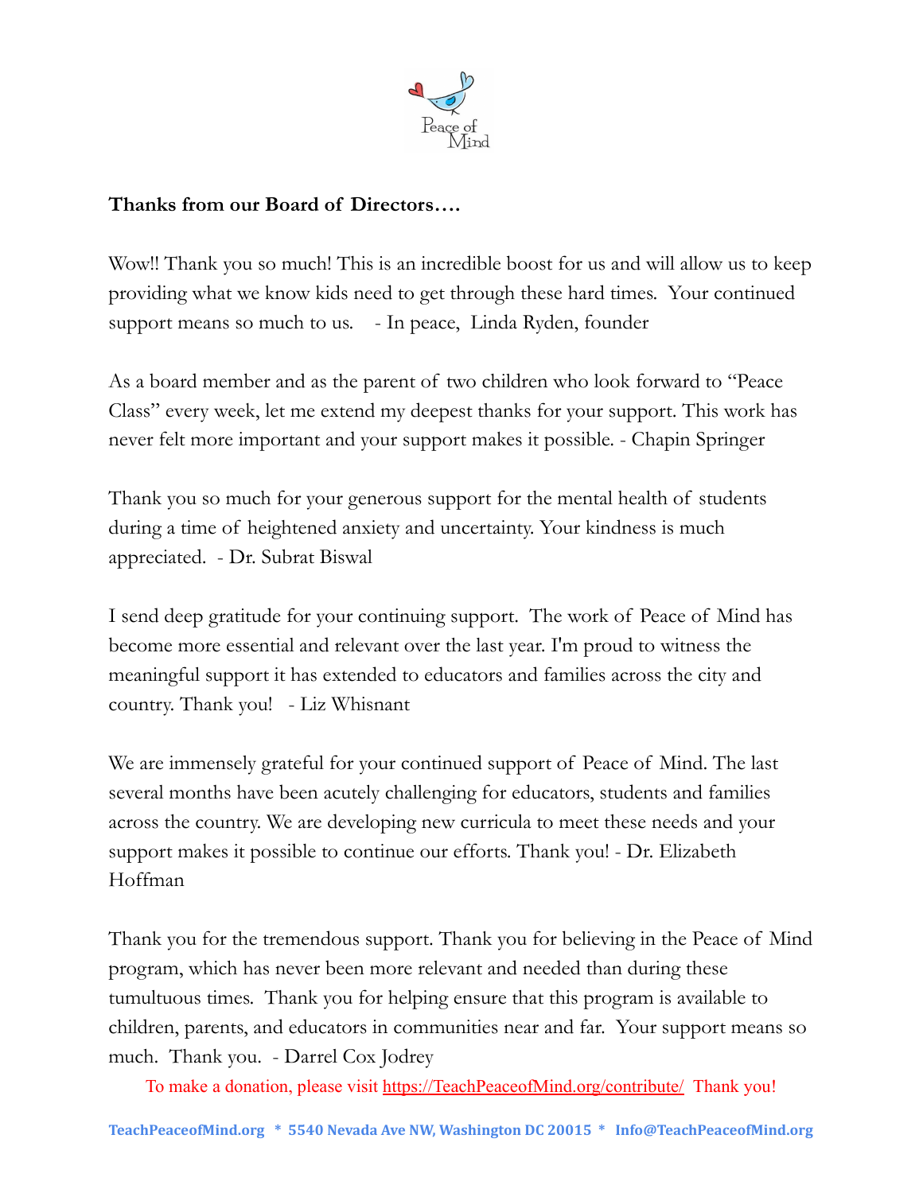**Thanks from our Board of Directors….**

Wow!! Thank you so much! This is an incredible boost for us and will allow us to keep providing what we know kids need to get through these hard times. Your continued support means so much to us. - In peace, Linda Ryden, founder

As a board member and as the parent of two children who look forward to "Peace Class" every week, let me extend my deepest thanks for your support. This work has never felt more important and your support makes it possible. - Chapin Springer

Thank you so much for your generous support for the mental health of students during a time of heightened anxiety and uncertainty. Your kindness is much appreciated. - Dr. Subrat Biswal

I send deep gratitude for your continuing support. The work of Peace of Mind has become more essential and relevant over the last year. I'm proud to witness the meaningful support it has extended to educators and families across the city and country. Thank you! - Liz Whisnant

We are immensely grateful for your continued support of Peace of Mind. The last several months have been acutely challenging for educators, students and families across the country. We are developing new curricula to meet these needs and your support makes it possible to continue our efforts. Thank you! - Dr. Elizabeth Hoffman

Thank you for the tremendous support. Thank you for believing in the Peace of Mind program, which has never been more relevant and needed than during these tumultuous times. Thank you for helping ensure that this program is available to children, parents, and educators in communities near and far. Your support means so much. Thank you. - Darrel Cox Jodrey

To make a donation, please visit https://TeachPeaceofMind.org/contribute/ Thank you!

**TeachPeaceofMind.org * 5540 Nevada Ave NW, Washington DC 20015 * Info@TeachPeaceofMind.org**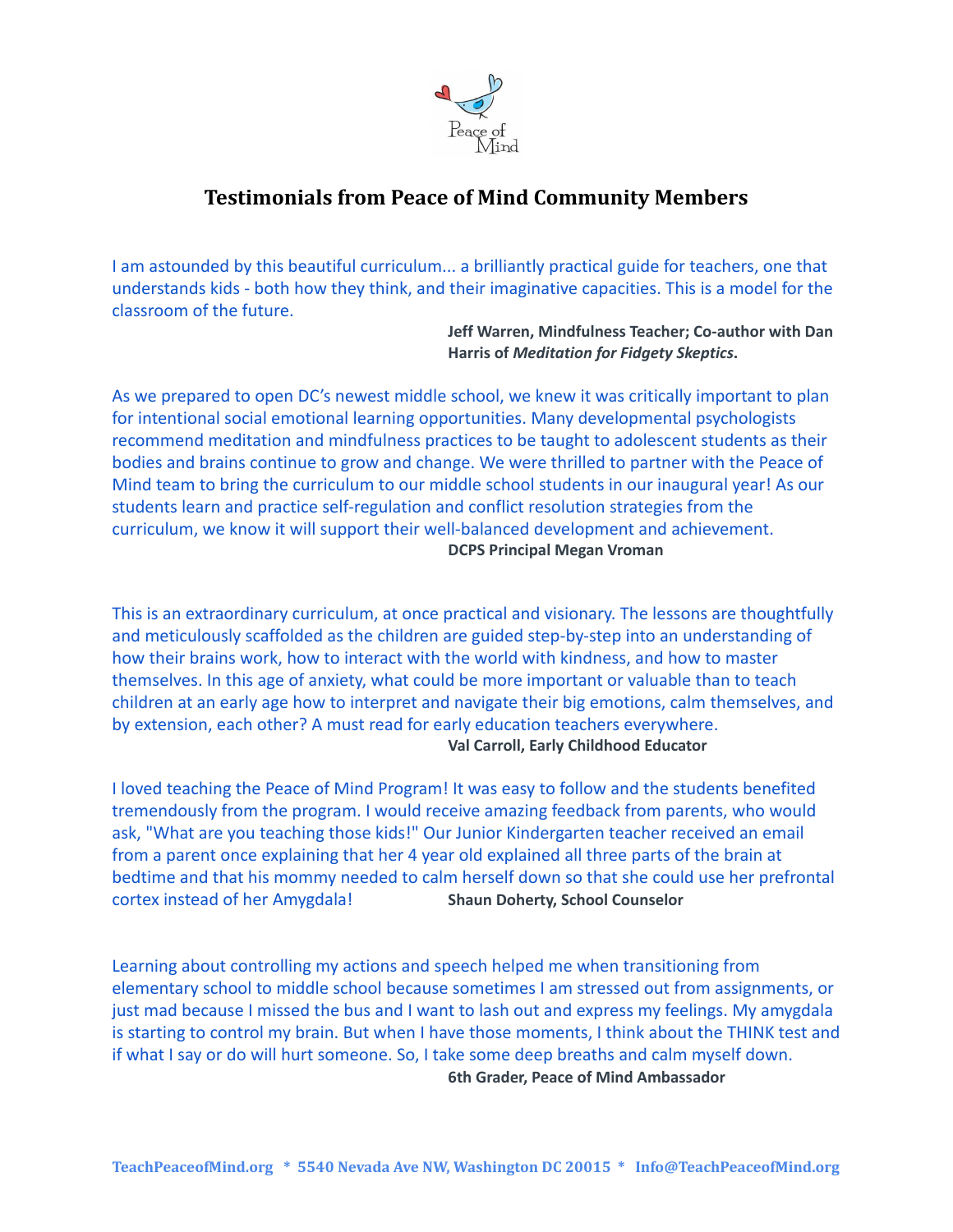# Testimonials from Peace of Mind Community Members

I am astounded by this beautiful curriculum... a brilliantly practical guide for teachers, one that understands kids - both how they think, and their imaginative capacities. This is a model for the classroom of the future.

**Jeff Warren, Mindfulness Teacher; Co-author with Dan Harris of *Meditation for Fidgety Skeptics*.**

As we prepared to open DC's newest middle school, we knew it was critically important to plan for intentional social emotional learning opportunities. Many developmental psychologists recommend meditation and mindfulness practices to be taught to adolescent students as their bodies and brains continue to grow and change. We were thrilled to partner with the Peace of Mind team to bring the curriculum to our middle school students in our inaugural year! As our students learn and practice self-regulation and conflict resolution strategies from the curriculum, we know it will support their well-balanced development and achievement.

**DCPS Principal Megan Vroman**

This is an extraordinary curriculum, at once practical and visionary. The lessons are thoughtfully and meticulously scaffolded as the children are guided step-by-step into an understanding of how their brains work, how to interact with the world with kindness, and how to master themselves. In this age of anxiety, what could be more important or valuable than to teach children at an early age how to interpret and navigate their big emotions, calm themselves, and by extension, each other? A must read for early education teachers everywhere.

**Val Carroll, Early Childhood Educator**

I loved teaching the Peace of Mind Program! It was easy to follow and the students benefited tremendously from the program. I would receive amazing feedback from parents, who would ask, "What are you teaching those kids!" Our Junior Kindergarten teacher received an email from a parent once explaining that her 4 year old explained all three parts of the brain at bedtime and that his mommy needed to calm herself down so that she could use her prefrontal cortex instead of her Amygdala!

**Shaun Doherty, School Counselor**

Learning about controlling my actions and speech helped me when transitioning from elementary school to middle school because sometimes I am stressed out from assignments, or just mad because I missed the bus and I want to lash out and express my feelings. My amygdala is starting to control my brain. But when I have those moments, I think about the THINK test and if what I say or do will hurt someone. So, I take some deep breaths and calm myself down.

**6th Grader, Peace of Mind Ambassador**

**TeachPeaceofMind.org * 5540 Nevada Ave NW, Washington DC 20015 * Info@TeachPeaceofMind.org**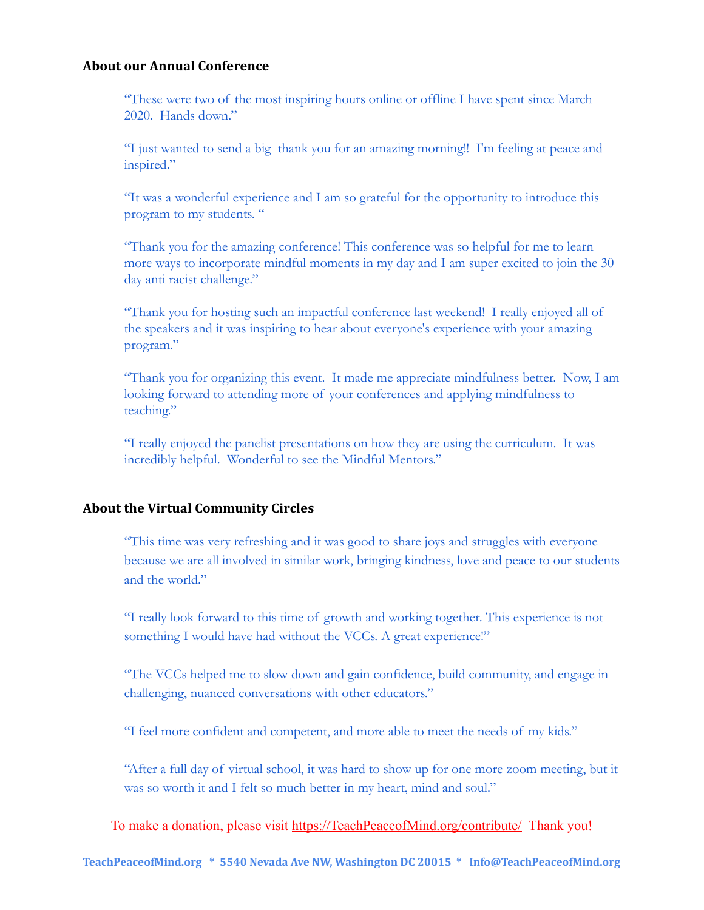### About our Annual Conference

"These were two of the most inspiring hours online or offline I have spent since March 2020. Hands down."

"I just wanted to send a big thank you for an amazing morning!! I'm feeling at peace and inspired."

"It was a wonderful experience and I am so grateful for the opportunity to introduce this program to my students. "

"Thank you for the amazing conference! This conference was so helpful for me to learn more ways to incorporate mindful moments in my day and I am super excited to join the 30 day anti racist challenge."

"Thank you for hosting such an impactful conference last weekend! I really enjoyed all of the speakers and it was inspiring to hear about everyone's experience with your amazing program."

"Thank you for organizing this event. It made me appreciate mindfulness better. Now, I am looking forward to attending more of your conferences and applying mindfulness to teaching."

"I really enjoyed the panelist presentations on how they are using the curriculum. It was incredibly helpful. Wonderful to see the Mindful Mentors."

### About the Virtual Community Circles

"This time was very refreshing and it was good to share joys and struggles with everyone because we are all involved in similar work, bringing kindness, love and peace to our students and the world."

"I really look forward to this time of growth and working together. This experience is not something I would have had without the VCCs. A great experience!"

"The VCCs helped me to slow down and gain confidence, build community, and engage in challenging, nuanced conversations with other educators."

"I feel more confident and competent, and more able to meet the needs of my kids."

"After a full day of virtual school, it was hard to show up for one more zoom meeting, but it was so worth it and I felt so much better in my heart, mind and soul."

To make a donation, please visit https://TeachPeaceofMind.org/contribute/ Thank you!

**TeachPeaceofMind.org * 5540 Nevada Ave NW, Washington DC 20015 * Info@TeachPeaceofMind.org**